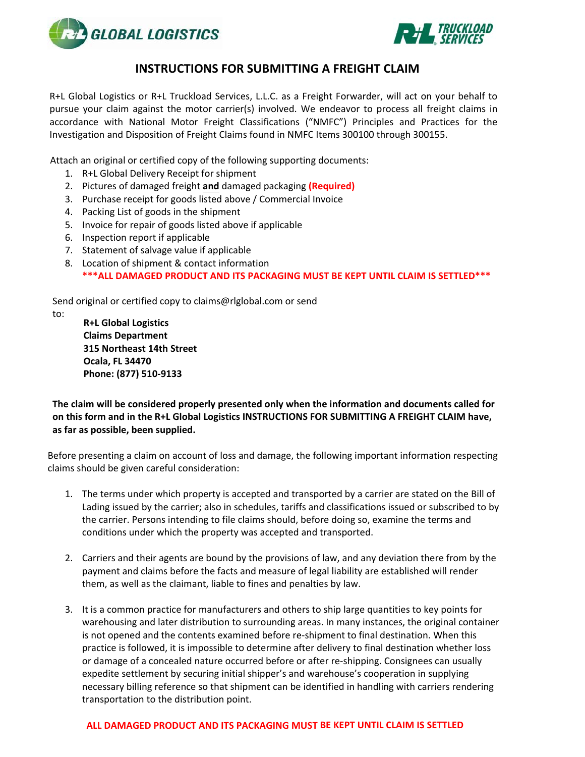# INSTRUCTIONS FOR SUBMITTING A FREIGHT CLAIM

R+L Global Logistics or R+L Truckload Services, L.L.C. as a Freight Forwarder, will act on your behalf to pursue your claim against the motor carrier(s) involved. We endeavor to process all freight claims in accordance with National Motor Freight Classifications ("NMFC") Principles and Practices for the Investigation and Disposition of Freight Claims found in NMFC Items 300100 through 300155.

Attach an original or certified copy of the following supporting documents:

1. R+L Global Delivery Receipt for shipment
2. Pictures of damaged freight **and** damaged packaging **(Required)**
3. Purchase receipt for goods listed above / Commercial Invoice
4. Packing List of goods in the shipment
5. Invoice for repair of goods listed above if applicable
6. Inspection report if applicable
7. Statement of salvage value if applicable
8. Location of shipment & contact information

   **\*\*\*ALL DAMAGED PRODUCT AND ITS PACKAGING MUST BE KEPT UNTIL CLAIM IS SETTLED\*\*\***

Send original or certified copy to claims@rlglobal.com or send to:

**R+L Global Logistics**
**Claims Department**
**315 Northeast 14th Street**
**Ocala, FL 34470**
**Phone: (877) 510-9133**

**The claim will be considered properly presented only when the information and documents called for on this form and in the R+L Global Logistics INSTRUCTIONS FOR SUBMITTING A FREIGHT CLAIM have, as far as possible, been supplied.**

Before presenting a claim on account of loss and damage, the following important information respecting claims should be given careful consideration:

1. The terms under which property is accepted and transported by a carrier are stated on the Bill of Lading issued by the carrier; also in schedules, tariffs and classifications issued or subscribed to by the carrier. Persons intending to file claims should, before doing so, examine the terms and conditions under which the property was accepted and transported.

2. Carriers and their agents are bound by the provisions of law, and any deviation there from by the payment and claims before the facts and measure of legal liability are established will render them, as well as the claimant, liable to fines and penalties by law.

3. It is a common practice for manufacturers and others to ship large quantities to key points for warehousing and later distribution to surrounding areas. In many instances, the original container is not opened and the contents examined before re-shipment to final destination. When this practice is followed, it is impossible to determine after delivery to final destination whether loss or damage of a concealed nature occurred before or after re-shipping. Consignees can usually expedite settlement by securing initial shipper's and warehouse's cooperation in supplying necessary billing reference so that shipment can be identified in handling with carriers rendering transportation to the distribution point.

**ALL DAMAGED PRODUCT AND ITS PACKAGING MUST BE KEPT UNTIL CLAIM IS SETTLED**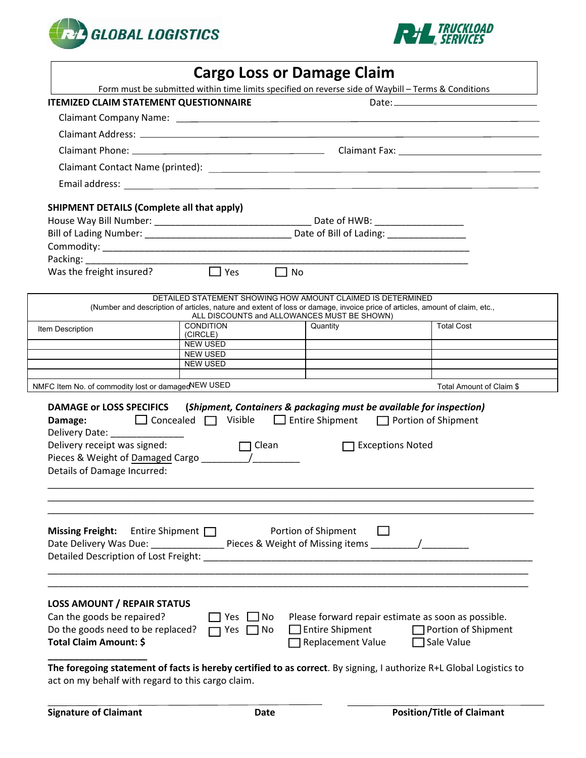GLOBAL LOGISTICS

TRUCKLOAD SERVICES

# Cargo Loss or Damage Claim

Form must be submitted within time limits specified on reverse side of Waybill – Terms & Conditions

**ITEMIZED CLAIM STATEMENT QUESTIONNAIRE** Date: ______________________

Claimant Company Name: ______________________________________________

Claimant Address: ______________________________________________

Claimant Phone: ______________________ Claimant Fax: ______________________

Claimant Contact Name (printed): ______________________________________________

Email address: ______________________________________________

**SHIPMENT DETAILS (Complete all that apply)**

House Way Bill Number: ______________________ Date of HWB: ________________

Bill of Lading Number: ______________________ Date of Bill of Lading: ______________

Commodity: ______________________________________________

Packing: ______________________________________________

Was the freight insured? ☐ Yes ☐ No

DETAILED STATEMENT SHOWING HOW AMOUNT CLAIMED IS DETERMINED
(Number and description of articles, nature and extent of loss or damage, invoice price of articles, amount of claim, etc., ALL DISCOUNTS and ALLOWANCES MUST BE SHOWN)

| Item Description | CONDITION (CIRCLE) | Quantity | Total Cost |
|---|---|---|---|
| | NEW USED | | |
| | NEW USED | | |
| | NEW USED | | |
| | | | |
| NMFC Item No. of commodity lost or damaged | NEW USED | | Total Amount of Claim $ |

**DAMAGE or LOSS SPECIFICS** ***(Shipment, Containers & packaging must be available for inspection)***

**Damage:** ☐ Concealed ☐ Visible ☐ Entire Shipment ☐ Portion of Shipment

Delivery Date: ______________

Delivery receipt was signed: ☐ Clean ☐ Exceptions Noted

Pieces & Weight of Damaged Cargo _________/_________

Details of Damage Incurred:

______________________________________________

______________________________________________

______________________________________________

**Missing Freight:** Entire Shipment ☐ Portion of Shipment ☐

Date Delivery Was Due: _____________ Pieces & Weight of Missing items _________/_________

Detailed Description of Lost Freight: ______________________________________________

______________________________________________

______________________________________________

**LOSS AMOUNT / REPAIR STATUS**

Can the goods be repaired? ☐ Yes ☐ No Please forward repair estimate as soon as possible.

Do the goods need to be replaced? ☐ Yes ☐ No ☐ Entire Shipment ☐ Portion of Shipment

**Total Claim Amount: $** ☐ Replacement Value ☐ Sale Value

**___________________**

**The foregoing statement of facts is hereby certified to as correct**. By signing, I authorize R+L Global Logistics to act on my behalf with regard to this cargo claim.

______________________________________________ ______________________________

**Signature of Claimant** **Date** **Position/Title of Claimant**